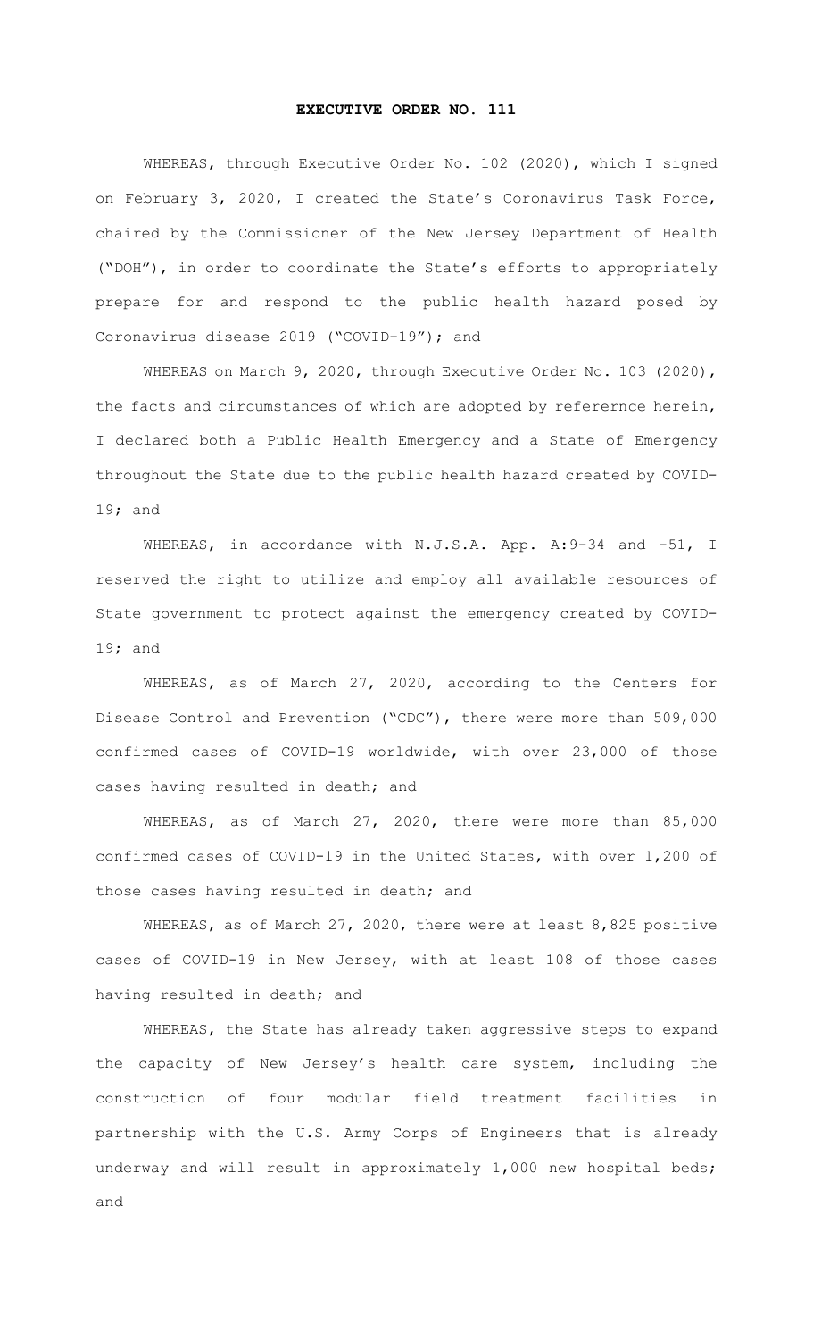# EXECUTIVE ORDER NO. 111

WHEREAS, through Executive Order No. 102 (2020), which I signed on February 3, 2020, I created the State's Coronavirus Task Force, chaired by the Commissioner of the New Jersey Department of Health ("DOH"), in order to coordinate the State's efforts to appropriately prepare for and respond to the public health hazard posed by Coronavirus disease 2019 ("COVID-19"); and

WHEREAS on March 9, 2020, through Executive Order No. 103 (2020), the facts and circumstances of which are adopted by referernce herein, I declared both a Public Health Emergency and a State of Emergency throughout the State due to the public health hazard created by COVID-19; and

WHEREAS, in accordance with N.J.S.A. App. A:9-34 and -51, I reserved the right to utilize and employ all available resources of State government to protect against the emergency created by COVID-19; and

WHEREAS, as of March 27, 2020, according to the Centers for Disease Control and Prevention ("CDC"), there were more than 509,000 confirmed cases of COVID-19 worldwide, with over 23,000 of those cases having resulted in death; and

WHEREAS, as of March 27, 2020, there were more than 85,000 confirmed cases of COVID-19 in the United States, with over 1,200 of those cases having resulted in death; and

WHEREAS, as of March 27, 2020, there were at least 8,825 positive cases of COVID-19 in New Jersey, with at least 108 of those cases having resulted in death; and

WHEREAS, the State has already taken aggressive steps to expand the capacity of New Jersey's health care system, including the construction of four modular field treatment facilities in partnership with the U.S. Army Corps of Engineers that is already underway and will result in approximately 1,000 new hospital beds; and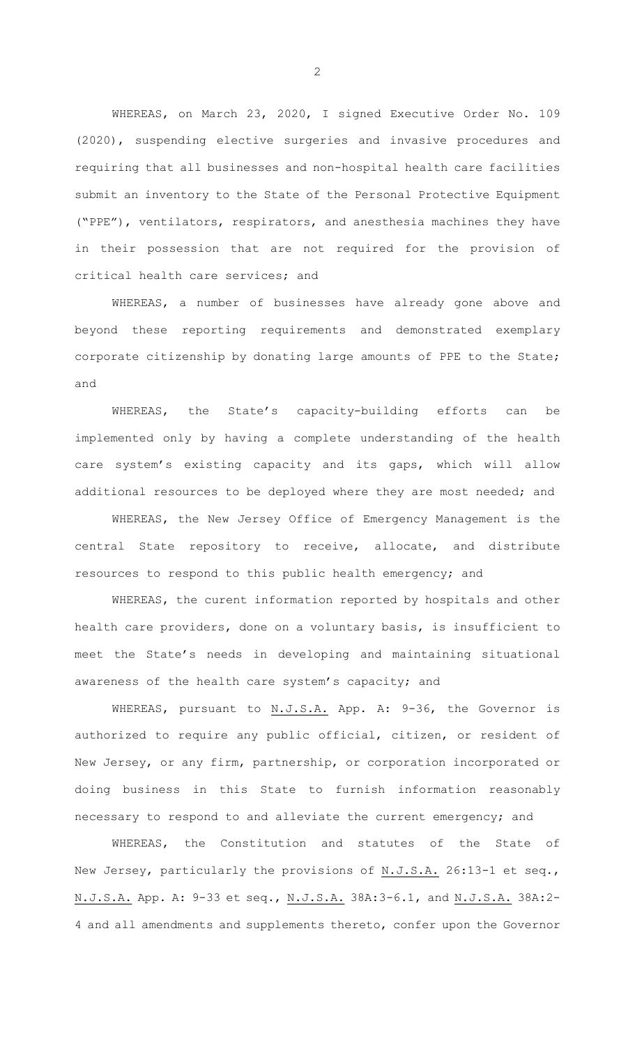WHEREAS, on March 23, 2020, I signed Executive Order No. 109 (2020), suspending elective surgeries and invasive procedures and requiring that all businesses and non-hospital health care facilities submit an inventory to the State of the Personal Protective Equipment ("PPE"), ventilators, respirators, and anesthesia machines they have in their possession that are not required for the provision of critical health care services; and

WHEREAS, a number of businesses have already gone above and beyond these reporting requirements and demonstrated exemplary corporate citizenship by donating large amounts of PPE to the State; and

WHEREAS, the State's capacity-building efforts can be implemented only by having a complete understanding of the health care system's existing capacity and its gaps, which will allow additional resources to be deployed where they are most needed; and

WHEREAS, the New Jersey Office of Emergency Management is the central State repository to receive, allocate, and distribute resources to respond to this public health emergency; and

WHEREAS, the curent information reported by hospitals and other health care providers, done on a voluntary basis, is insufficient to meet the State's needs in developing and maintaining situational awareness of the health care system's capacity; and

WHEREAS, pursuant to N.J.S.A. App. A: 9-36, the Governor is authorized to require any public official, citizen, or resident of New Jersey, or any firm, partnership, or corporation incorporated or doing business in this State to furnish information reasonably necessary to respond to and alleviate the current emergency; and

WHEREAS, the Constitution and statutes of the State of New Jersey, particularly the provisions of N.J.S.A. 26:13-1 et seq., N.J.S.A. App. A: 9-33 et seq., N.J.S.A. 38A:3-6.1, and N.J.S.A. 38A:2-4 and all amendments and supplements thereto, confer upon the Governor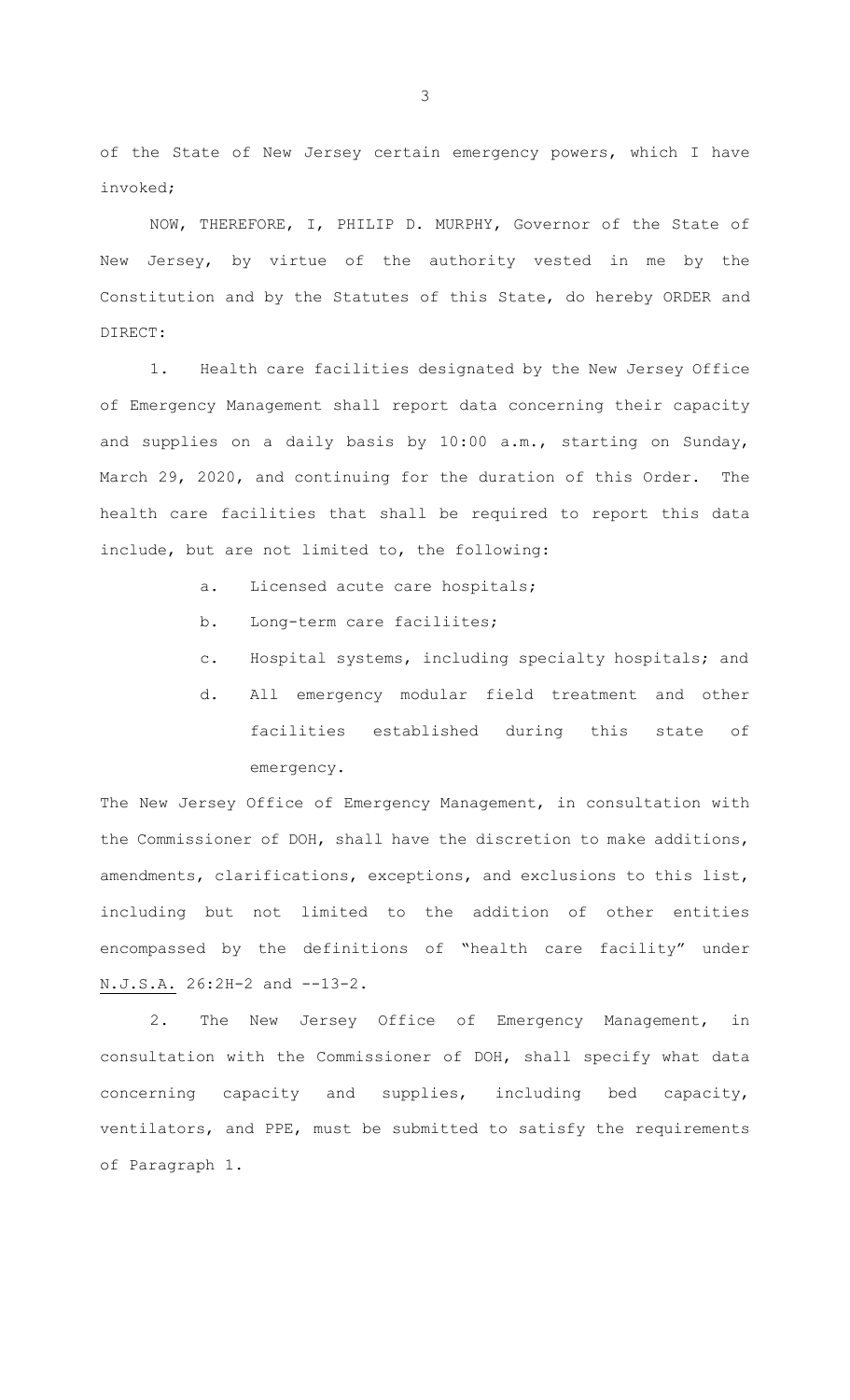of the State of New Jersey certain emergency powers, which I have invoked;

NOW, THEREFORE, I, PHILIP D. MURPHY, Governor of the State of New Jersey, by virtue of the authority vested in me by the Constitution and by the Statutes of this State, do hereby ORDER and DIRECT:

1. Health care facilities designated by the New Jersey Office of Emergency Management shall report data concerning their capacity and supplies on a daily basis by 10:00 a.m., starting on Sunday, March 29, 2020, and continuing for the duration of this Order. The health care facilities that shall be required to report this data include, but are not limited to, the following:

   a. Licensed acute care hospitals;

   b. Long-term care faciliites;

   c. Hospital systems, including specialty hospitals; and

   d. All emergency modular field treatment and other facilities established during this state of emergency.

The New Jersey Office of Emergency Management, in consultation with the Commissioner of DOH, shall have the discretion to make additions, amendments, clarifications, exceptions, and exclusions to this list, including but not limited to the addition of other entities encompassed by the definitions of "health care facility" under N.J.S.A. 26:2H-2 and --13-2.

2. The New Jersey Office of Emergency Management, in consultation with the Commissioner of DOH, shall specify what data concerning capacity and supplies, including bed capacity, ventilators, and PPE, must be submitted to satisfy the requirements of Paragraph 1.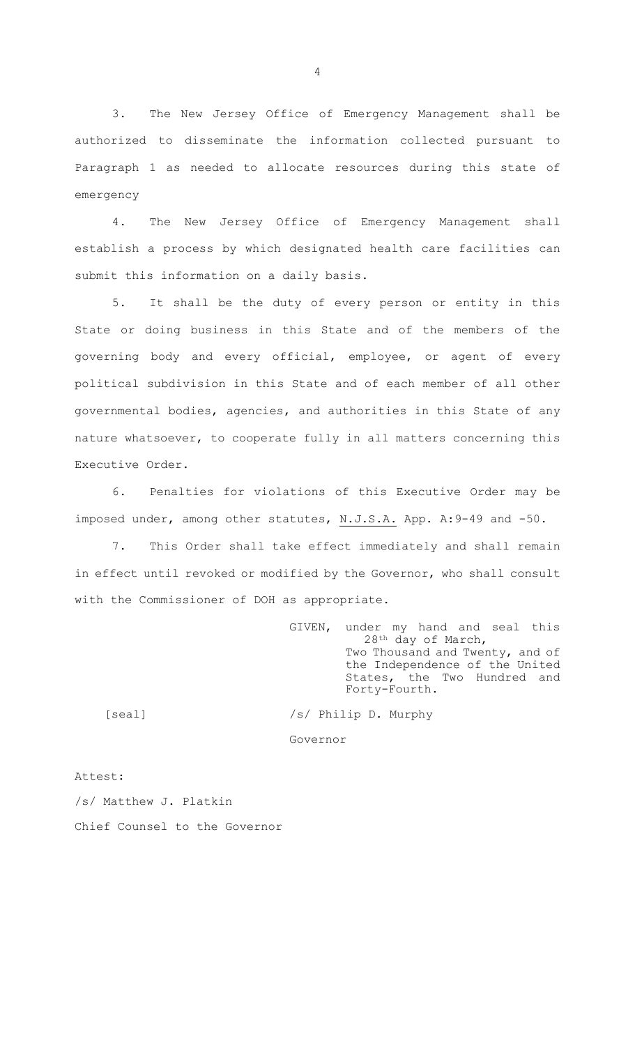3. The New Jersey Office of Emergency Management shall be authorized to disseminate the information collected pursuant to Paragraph 1 as needed to allocate resources during this state of emergency

4. The New Jersey Office of Emergency Management shall establish a process by which designated health care facilities can submit this information on a daily basis.

5. It shall be the duty of every person or entity in this State or doing business in this State and of the members of the governing body and every official, employee, or agent of every political subdivision in this State and of each member of all other governmental bodies, agencies, and authorities in this State of any nature whatsoever, to cooperate fully in all matters concerning this Executive Order.

6. Penalties for violations of this Executive Order may be imposed under, among other statutes, N.J.S.A. App. A:9-49 and -50.

7. This Order shall take effect immediately and shall remain in effect until revoked or modified by the Governor, who shall consult with the Commissioner of DOH as appropriate.

GIVEN, under my hand and seal this 28th day of March, Two Thousand and Twenty, and of the Independence of the United States, the Two Hundred and Forty-Fourth.

[seal]

/s/ Philip D. Murphy

Governor

Attest:

/s/ Matthew J. Platkin

Chief Counsel to the Governor